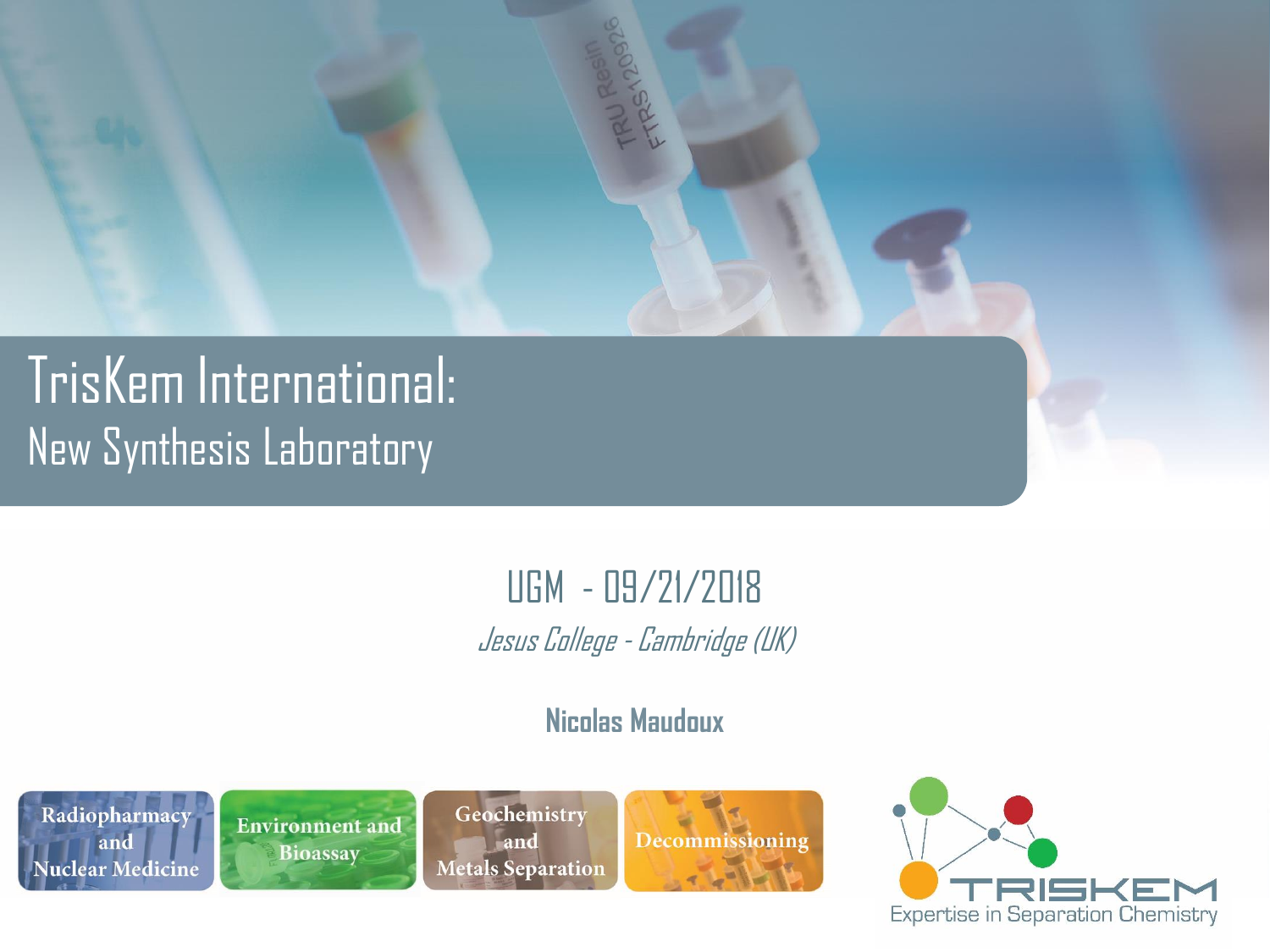# TrisKem International:

## New Synthesis Laboratory

UGM - 09/21/2018

*Jesus College - Cambridge (UK)*

**Nicolas Maudoux**

Radiopharmacy and Nuclear Medicine | Environment and Bioassay | Geochemistry and Metals Separation | Decommissioning

TRISKEM

Expertise in Separation Chemistry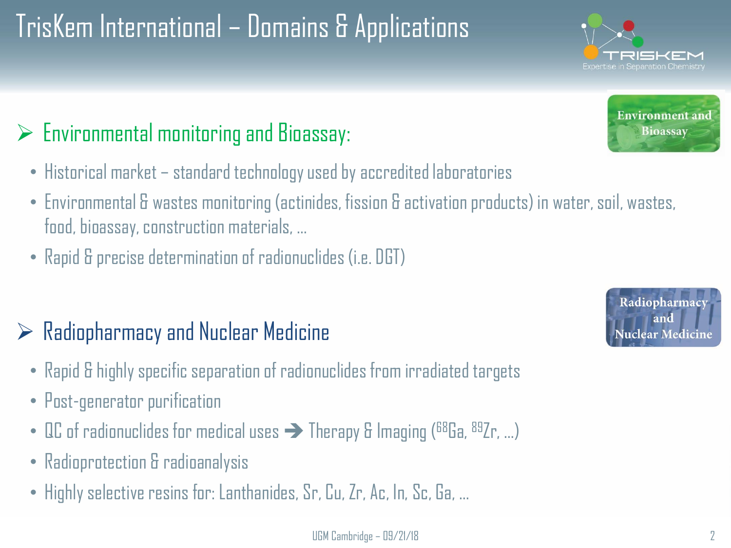# TrisKem International – Domains & Applications

## Environmental monitoring and Bioassay:

- Historical market – standard technology used by accredited laboratories
- Environmental & wastes monitoring (actinides, fission & activation products) in water, soil, wastes, food, bioassay, construction materials, …
- Rapid & precise determination of radionuclides (i.e. DGT)

## Radiopharmacy and Nuclear Medicine

- Rapid & highly specific separation of radionuclides from irradiated targets
- Post-generator purification
- QC of radionuclides for medical uses ➔ Therapy & Imaging ($^{68}Ga$, $^{89}Zr$, …)
- Radioprotection & radioanalysis
- Highly selective resins for: Lanthanides, Sr, Cu, Zr, Ac, In, Sc, Ga, …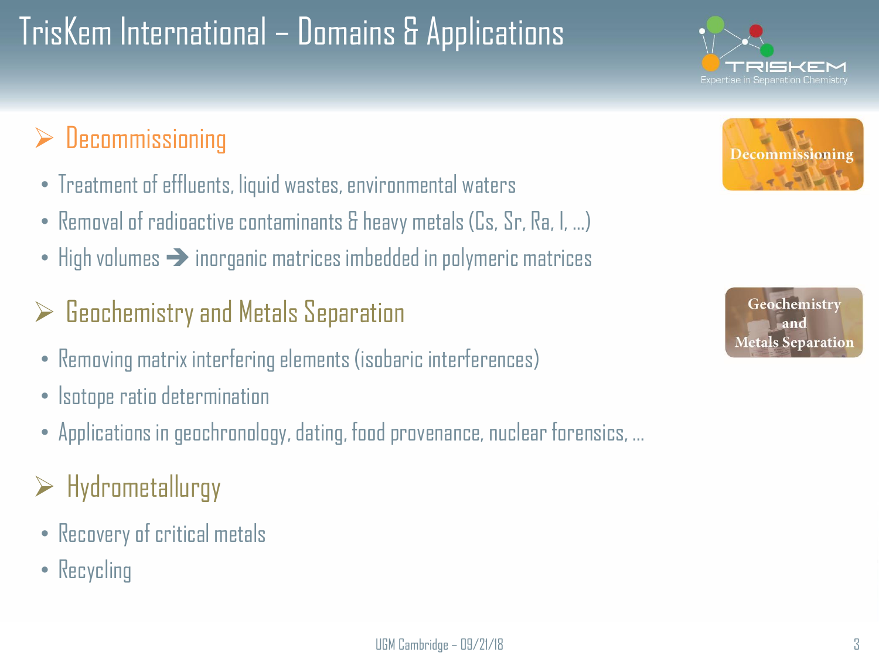# TrisKem International – Domains & Applications

## Decommissioning

- Treatment of effluents, liquid wastes, environmental waters
- Removal of radioactive contaminants & heavy metals (Cs, Sr, Ra, I, …)
- High volumes ➔ inorganic matrices imbedded in polymeric matrices

## Geochemistry and Metals Separation

- Removing matrix interfering elements (isobaric interferences)
- Isotope ratio determination
- Applications in geochronology, dating, food provenance, nuclear forensics, …

## Hydrometallurgy

- Recovery of critical metals
- Recycling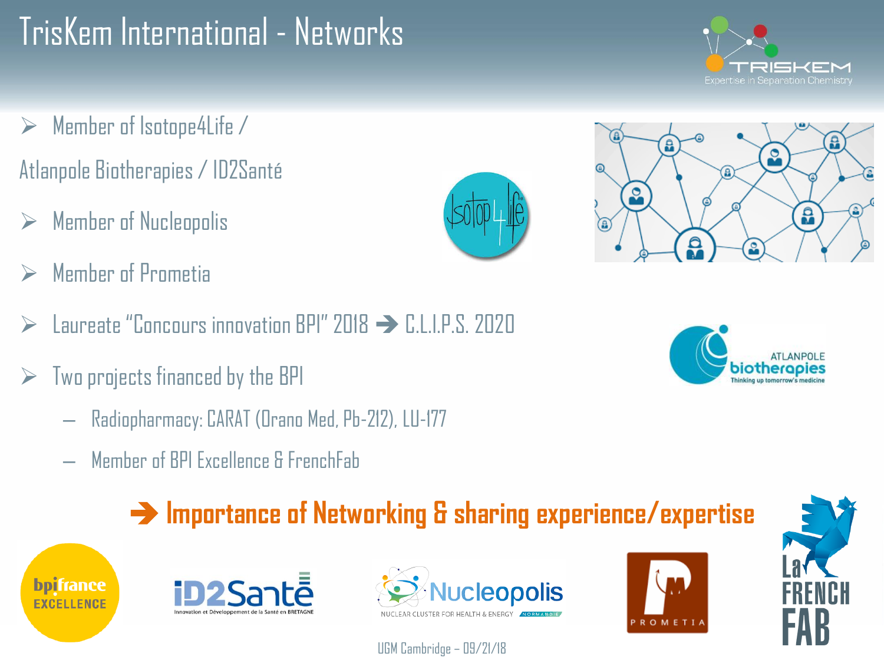# TrisKem International - Networks

- Member of Isotope4Life / Atlanpole Biotherapies / ID2Santé
- Member of Nucleopolis
- Member of Prometia
- Laureate "Concours innovation BPI" 2018 ➔ C.L.I.P.S. 2020
- Two projects financed by the BPI
  - Radiopharmacy: CARAT (Orano Med, Pb-212), LU-177
  - Member of BPI Excellence & FrenchFab

**➔ Importance of Networking & sharing experience/expertise**

UGM Cambridge – 09/21/18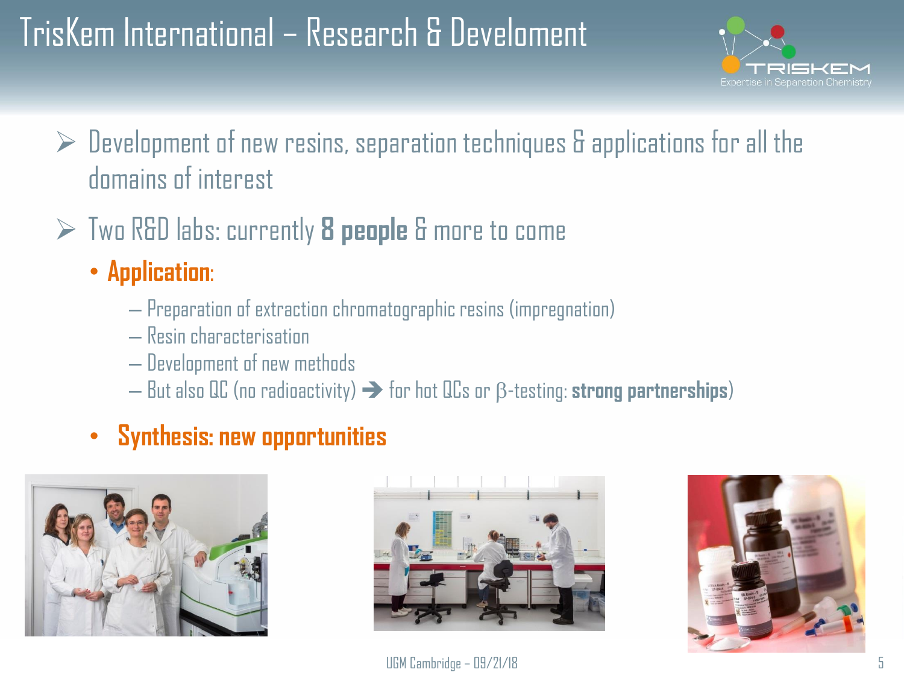# TrisKem International – Research & Develoment

- Development of new resins, separation techniques & applications for all the domains of interest
- Two R&D labs: currently **8 people** & more to come
  - **Application**:
    - Preparation of extraction chromatographic resins (impregnation)
    - Resin characterisation
    - Development of new methods
    - But also QC (no radioactivity) ➔ for hot QCs or β-testing: **strong partnerships**)
  - **Synthesis: new opportunities**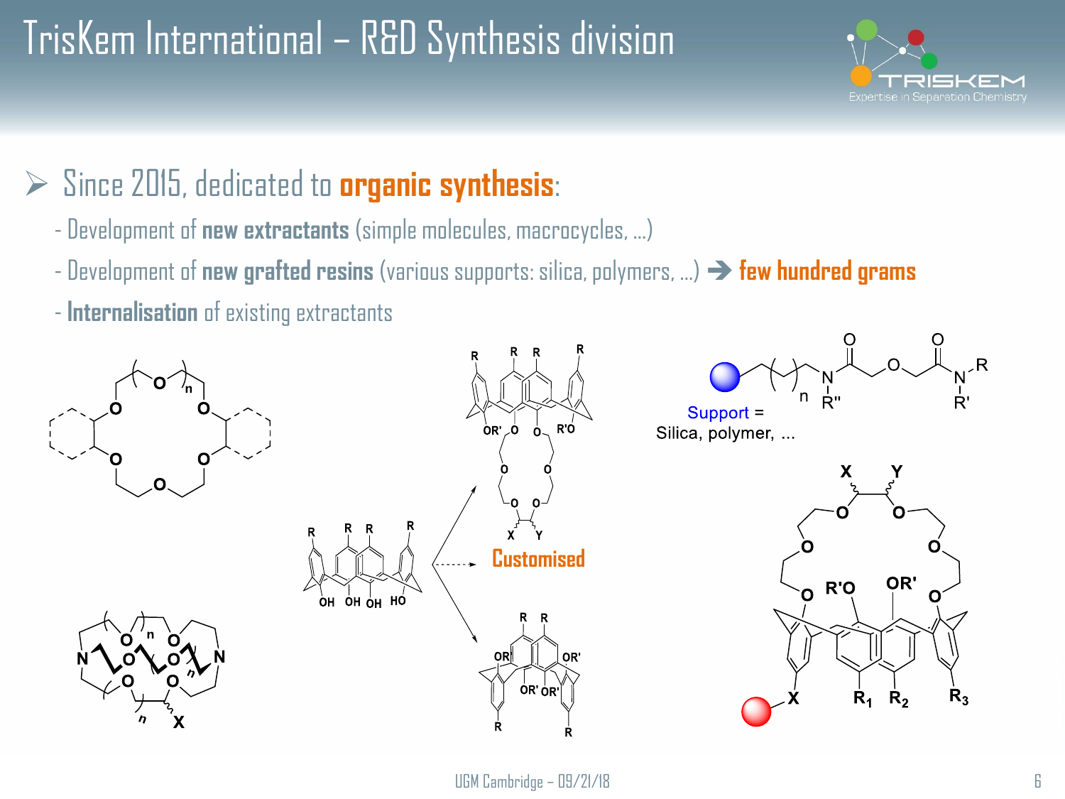# TrisKem International – R&D Synthesis division

- Since 2015, dedicated to **organic synthesis**:
  - Development of **new extractants** (simple molecules, macrocycles, …)
  - Development of **new grafted resins** (various supports: silica, polymers, …) ➔ **few hundred grams**
  - **Internalisation** of existing extractants

Customised

Support = Silica, polymer, ...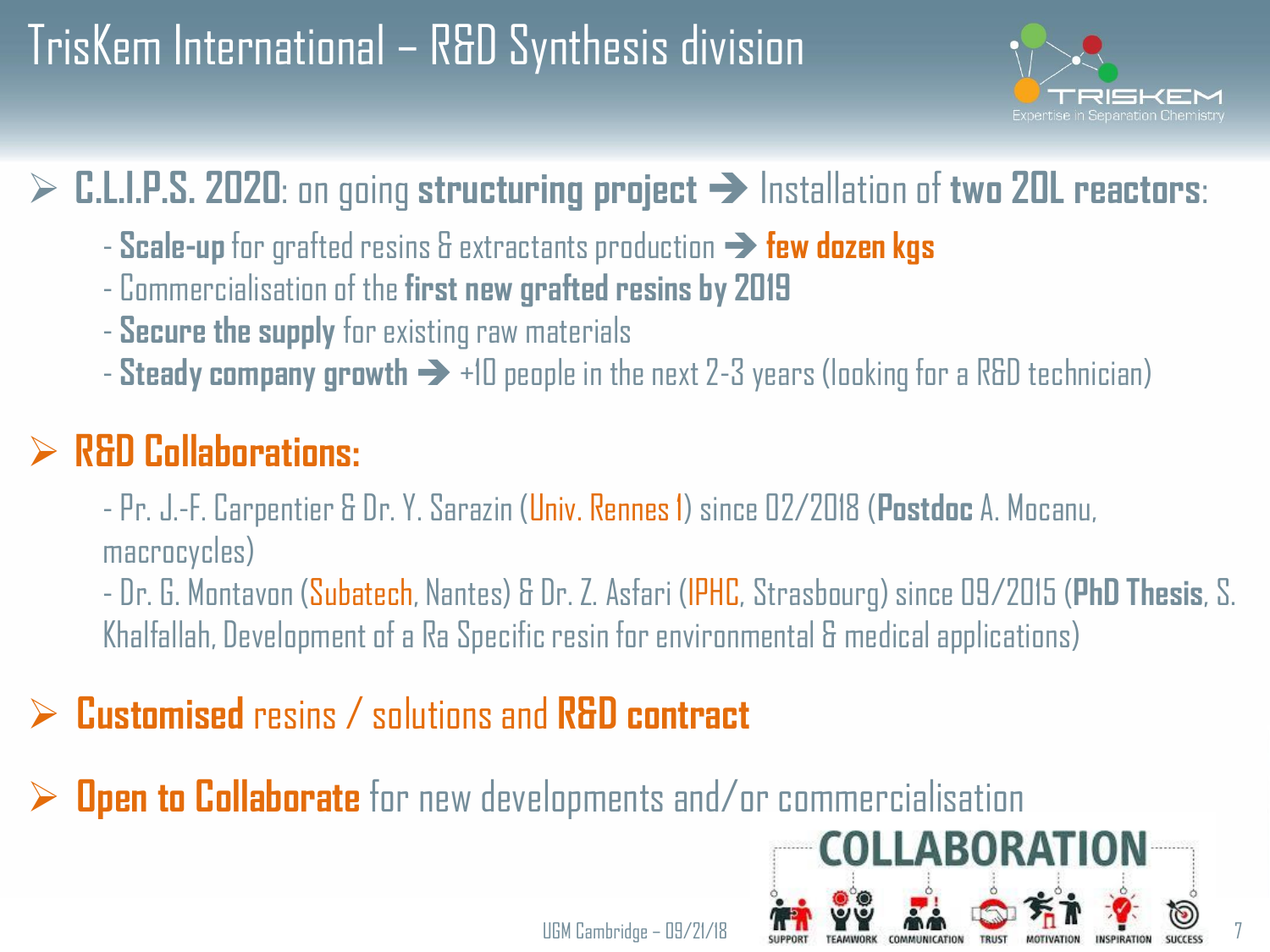# TrisKem International – R&D Synthesis division

- **C.L.I.P.S. 2020**: on going **structuring project** ➔ Installation of **two 20L reactors**:
  - **Scale-up** for grafted resins & extractants production ➔ **few dozen kgs**
  - Commercialisation of the **first new grafted resins by 2019**
  - **Secure the supply** for existing raw materials
  - **Steady company growth** ➔ +10 people in the next 2-3 years (looking for a R&D technician)

- **R&D Collaborations:**
  - Pr. J.-F. Carpentier & Dr. Y. Sarazin (Univ. Rennes 1) since 02/2018 (**Postdoc** A. Mocanu, macrocycles)
  - Dr. G. Montavon (Subatech, Nantes) & Dr. Z. Asfari (IPHC, Strasbourg) since 09/2015 (**PhD Thesis**, S. Khalfallah, Development of a Ra Specific resin for environmental & medical applications)

- **Customised** resins / solutions and **R&D contract**

- **Open to Collaborate** for new developments and/or commercialisation

UGM Cambridge – 09/21/18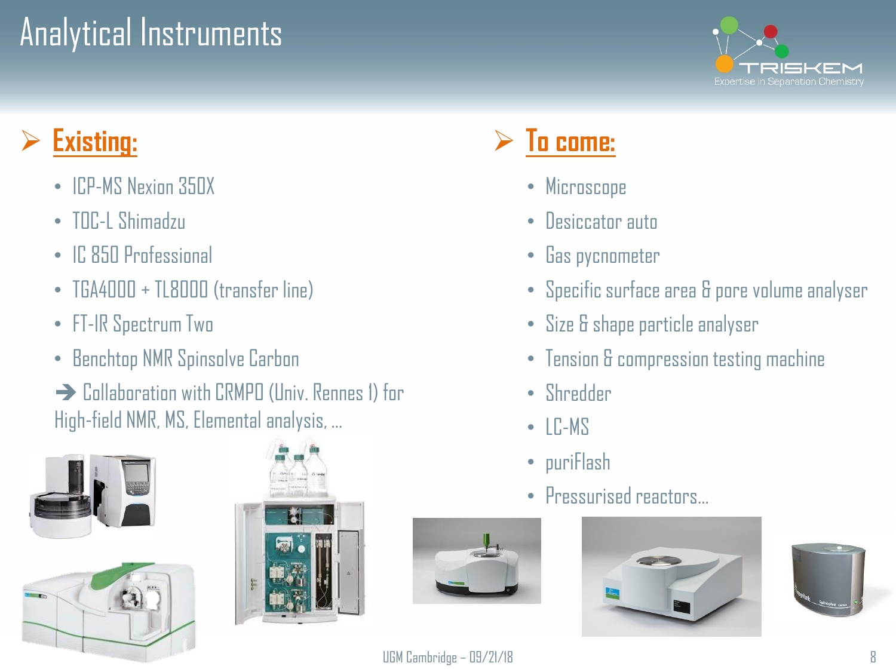# Analytical Instruments

## Existing:

- ICP-MS Nexion 350X
- TOC-L Shimadzu
- IC 850 Professional
- TGA4000 + TL8000 (transfer line)
- FT-IR Spectrum Two
- Benchtop NMR Spinsolve Carbon

➔ Collaboration with CRMPO (Univ. Rennes 1) for High-field NMR, MS, Elemental analysis, …

## To come:

- Microscope
- Desiccator auto
- Gas pycnometer
- Specific surface area & pore volume analyser
- Size & shape particle analyser
- Tension & compression testing machine
- Shredder
- LC-MS
- puriFlash
- Pressurised reactors…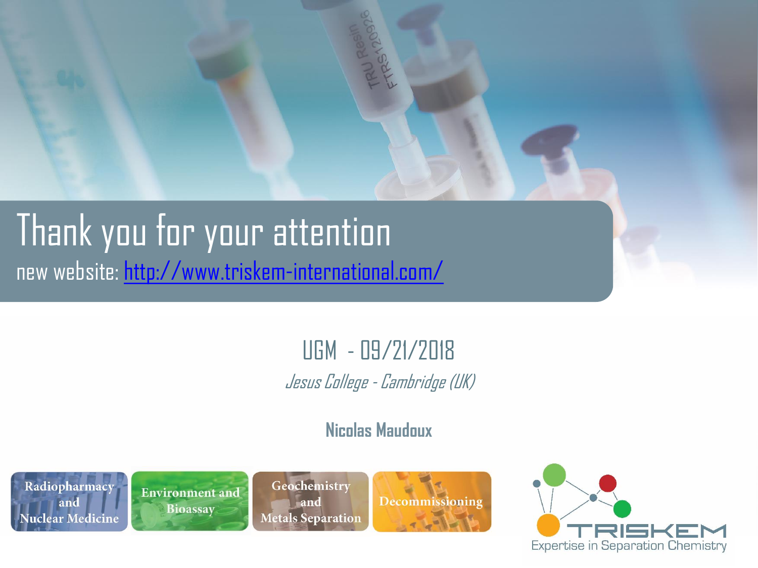# Thank you for your attention

new website: [http://www.triskem-international.com/](http://www.triskem-international.com/)

UGM - 09/21/2018

*Jesus College - Cambridge (UK)*

**Nicolas Maudoux**

Radiopharmacy and Nuclear Medicine

Environment and Bioassay

Geochemistry and Metals Separation

Decommissioning

TRISKEM

Expertise in Separation Chemistry